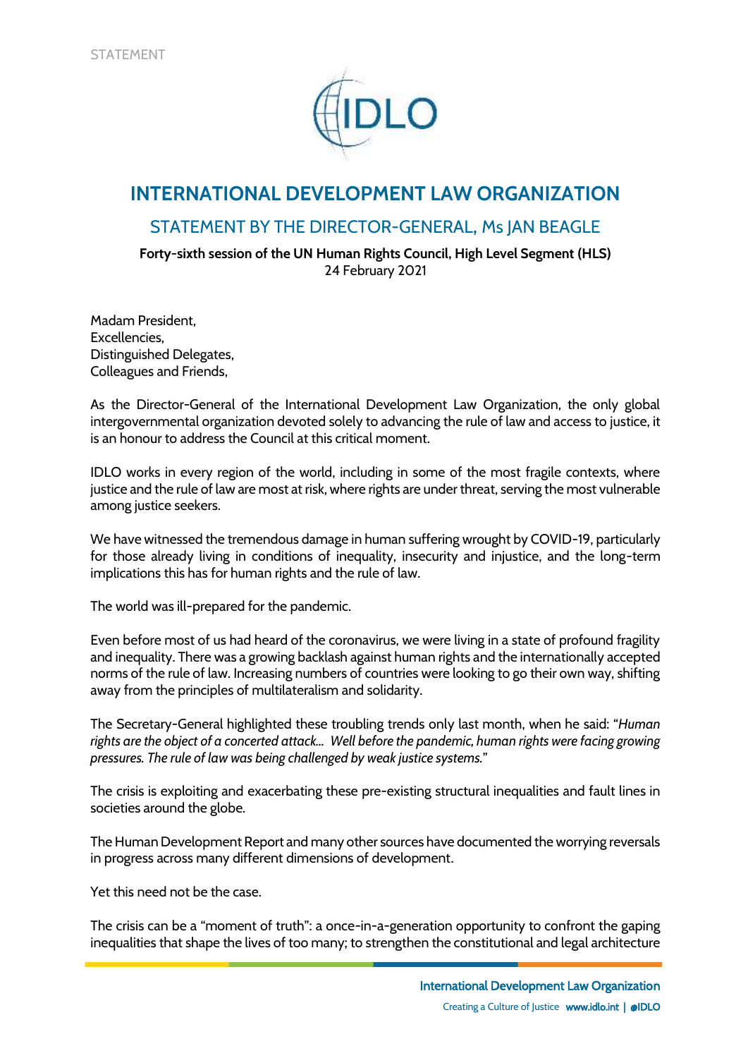STATEMENT

# INTERNATIONAL DEVELOPMENT LAW ORGANIZATION

## STATEMENT BY THE DIRECTOR-GENERAL, Ms JAN BEAGLE

**Forty-sixth session of the UN Human Rights Council, High Level Segment (HLS)**
24 February 2021

Madam President,
Excellencies,
Distinguished Delegates,
Colleagues and Friends,

As the Director-General of the International Development Law Organization, the only global intergovernmental organization devoted solely to advancing the rule of law and access to justice, it is an honour to address the Council at this critical moment.

IDLO works in every region of the world, including in some of the most fragile contexts, where justice and the rule of law are most at risk, where rights are under threat, serving the most vulnerable among justice seekers.

We have witnessed the tremendous damage in human suffering wrought by COVID-19, particularly for those already living in conditions of inequality, insecurity and injustice, and the long-term implications this has for human rights and the rule of law.

The world was ill-prepared for the pandemic.

Even before most of us had heard of the coronavirus, we were living in a state of profound fragility and inequality. There was a growing backlash against human rights and the internationally accepted norms of the rule of law. Increasing numbers of countries were looking to go their own way, shifting away from the principles of multilateralism and solidarity.

The Secretary-General highlighted these troubling trends only last month, when he said: "*Human rights are the object of a concerted attack... Well before the pandemic, human rights were facing growing pressures. The rule of law was being challenged by weak justice systems.*"

The crisis is exploiting and exacerbating these pre-existing structural inequalities and fault lines in societies around the globe.

The Human Development Report and many other sources have documented the worrying reversals in progress across many different dimensions of development.

Yet this need not be the case.

The crisis can be a "moment of truth": a once-in-a-generation opportunity to confront the gaping inequalities that shape the lives of too many; to strengthen the constitutional and legal architecture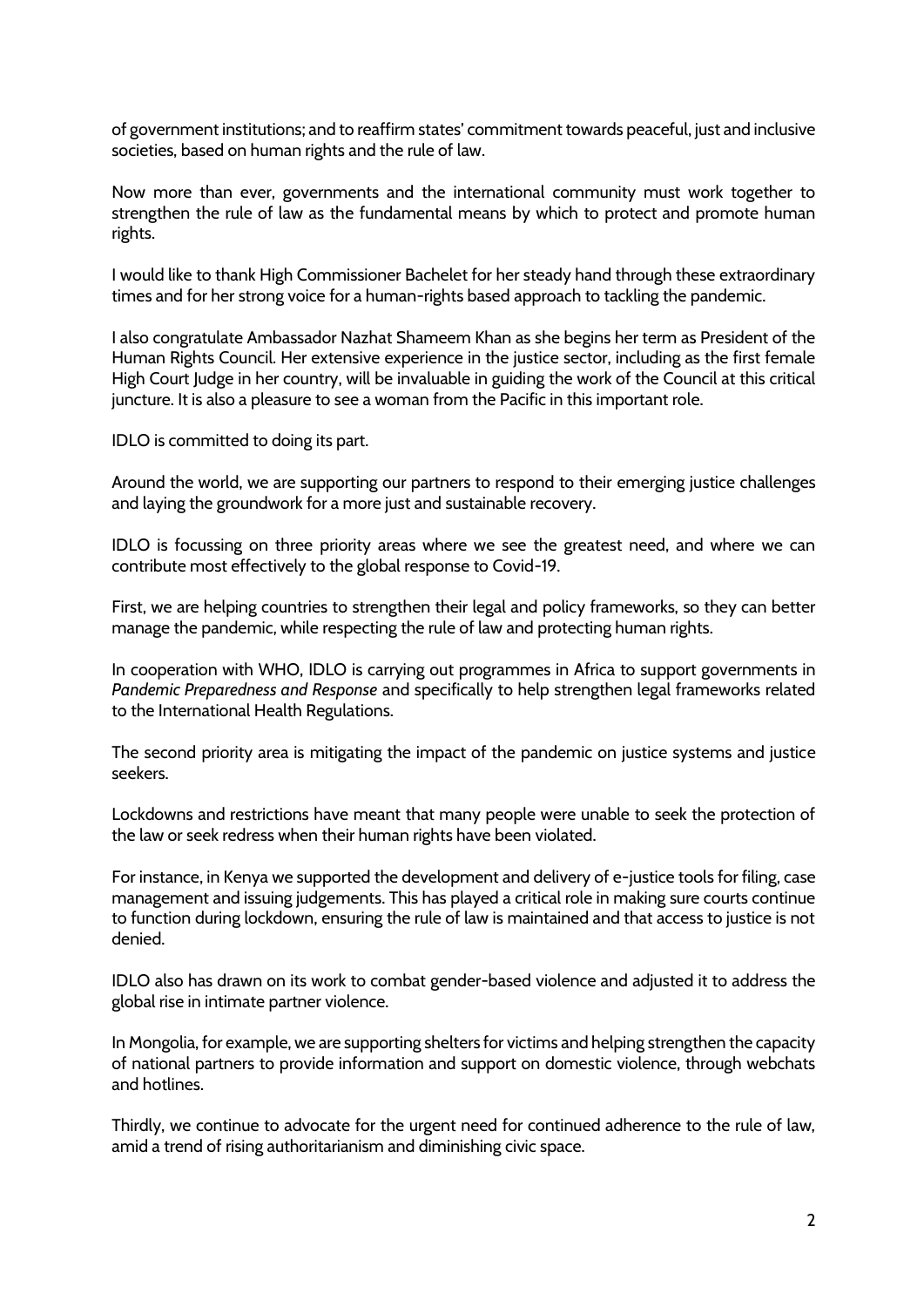of government institutions; and to reaffirm states' commitment towards peaceful, just and inclusive societies, based on human rights and the rule of law.

Now more than ever, governments and the international community must work together to strengthen the rule of law as the fundamental means by which to protect and promote human rights.

I would like to thank High Commissioner Bachelet for her steady hand through these extraordinary times and for her strong voice for a human-rights based approach to tackling the pandemic.

I also congratulate Ambassador Nazhat Shameem Khan as she begins her term as President of the Human Rights Council. Her extensive experience in the justice sector, including as the first female High Court Judge in her country, will be invaluable in guiding the work of the Council at this critical juncture. It is also a pleasure to see a woman from the Pacific in this important role.

IDLO is committed to doing its part.

Around the world, we are supporting our partners to respond to their emerging justice challenges and laying the groundwork for a more just and sustainable recovery.

IDLO is focussing on three priority areas where we see the greatest need, and where we can contribute most effectively to the global response to Covid-19.

First, we are helping countries to strengthen their legal and policy frameworks, so they can better manage the pandemic, while respecting the rule of law and protecting human rights.

In cooperation with WHO, IDLO is carrying out programmes in Africa to support governments in *Pandemic Preparedness and Response* and specifically to help strengthen legal frameworks related to the International Health Regulations.

The second priority area is mitigating the impact of the pandemic on justice systems and justice seekers.

Lockdowns and restrictions have meant that many people were unable to seek the protection of the law or seek redress when their human rights have been violated.

For instance, in Kenya we supported the development and delivery of e-justice tools for filing, case management and issuing judgements. This has played a critical role in making sure courts continue to function during lockdown, ensuring the rule of law is maintained and that access to justice is not denied.

IDLO also has drawn on its work to combat gender-based violence and adjusted it to address the global rise in intimate partner violence.

In Mongolia, for example, we are supporting shelters for victims and helping strengthen the capacity of national partners to provide information and support on domestic violence, through webchats and hotlines.

Thirdly, we continue to advocate for the urgent need for continued adherence to the rule of law, amid a trend of rising authoritarianism and diminishing civic space.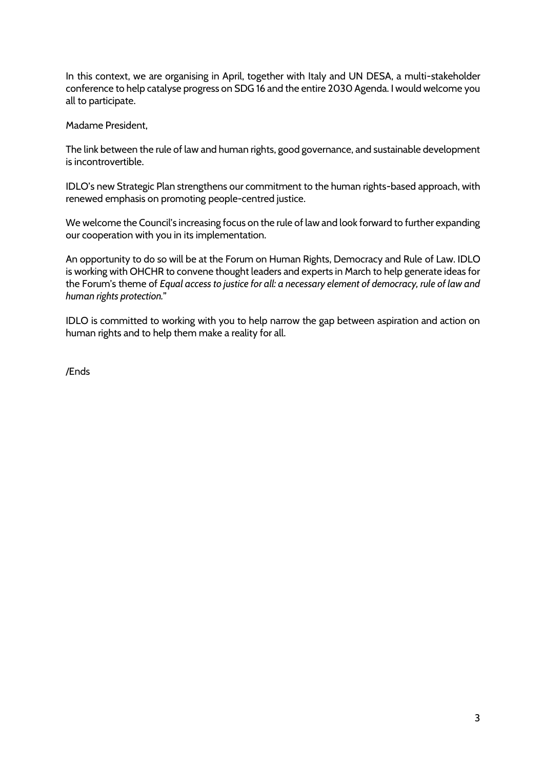In this context, we are organising in April, together with Italy and UN DESA, a multi-stakeholder conference to help catalyse progress on SDG 16 and the entire 2030 Agenda. I would welcome you all to participate.

Madame President,

The link between the rule of law and human rights, good governance, and sustainable development is incontrovertible.

IDLO's new Strategic Plan strengthens our commitment to the human rights-based approach, with renewed emphasis on promoting people-centred justice.

We welcome the Council's increasing focus on the rule of law and look forward to further expanding our cooperation with you in its implementation.

An opportunity to do so will be at the Forum on Human Rights, Democracy and Rule of Law. IDLO is working with OHCHR to convene thought leaders and experts in March to help generate ideas for the Forum's theme of *Equal access to justice for all: a necessary element of democracy, rule of law and human rights protection.*"

IDLO is committed to working with you to help narrow the gap between aspiration and action on human rights and to help them make a reality for all.

/Ends